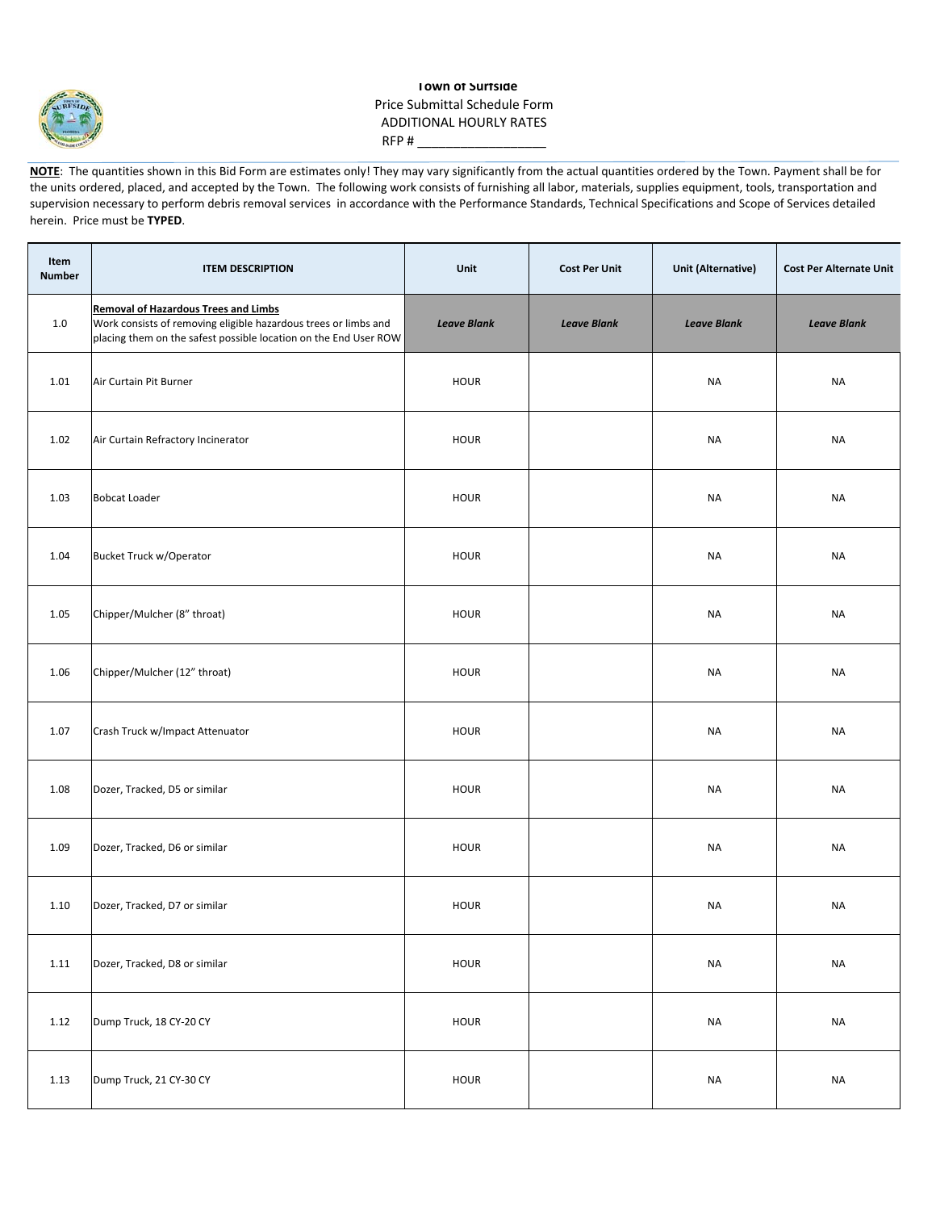# Town of Surfside

Price Submittal Schedule Form

ADDITIONAL HOURLY RATES

RFP # ___________________

**NOTE**: The quantities shown in this Bid Form are estimates only! They may vary significantly from the actual quantities ordered by the Town. Payment shall be for the units ordered, placed, and accepted by the Town. The following work consists of furnishing all labor, materials, supplies equipment, tools, transportation and supervision necessary to perform debris removal services in accordance with the Performance Standards, Technical Specifications and Scope of Services detailed herein. Price must be **TYPED**.

| Item Number | ITEM DESCRIPTION | Unit | Cost Per Unit | Unit (Alternative) | Cost Per Alternate Unit |
|---|---|---|---|---|---|
| 1.0 | **Removal of Hazardous Trees and Limbs** Work consists of removing eligible hazardous trees or limbs and placing them on the safest possible location on the End User ROW | ***Leave Blank*** | ***Leave Blank*** | ***Leave Blank*** | ***Leave Blank*** |
| 1.01 | Air Curtain Pit Burner | HOUR | | NA | NA |
| 1.02 | Air Curtain Refractory Incinerator | HOUR | | NA | NA |
| 1.03 | Bobcat Loader | HOUR | | NA | NA |
| 1.04 | Bucket Truck w/Operator | HOUR | | NA | NA |
| 1.05 | Chipper/Mulcher (8" throat) | HOUR | | NA | NA |
| 1.06 | Chipper/Mulcher (12" throat) | HOUR | | NA | NA |
| 1.07 | Crash Truck w/Impact Attenuator | HOUR | | NA | NA |
| 1.08 | Dozer, Tracked, D5 or similar | HOUR | | NA | NA |
| 1.09 | Dozer, Tracked, D6 or similar | HOUR | | NA | NA |
| 1.10 | Dozer, Tracked, D7 or similar | HOUR | | NA | NA |
| 1.11 | Dozer, Tracked, D8 or similar | HOUR | | NA | NA |
| 1.12 | Dump Truck, 18 CY-20 CY | HOUR | | NA | NA |
| 1.13 | Dump Truck, 21 CY-30 CY | HOUR | | NA | NA |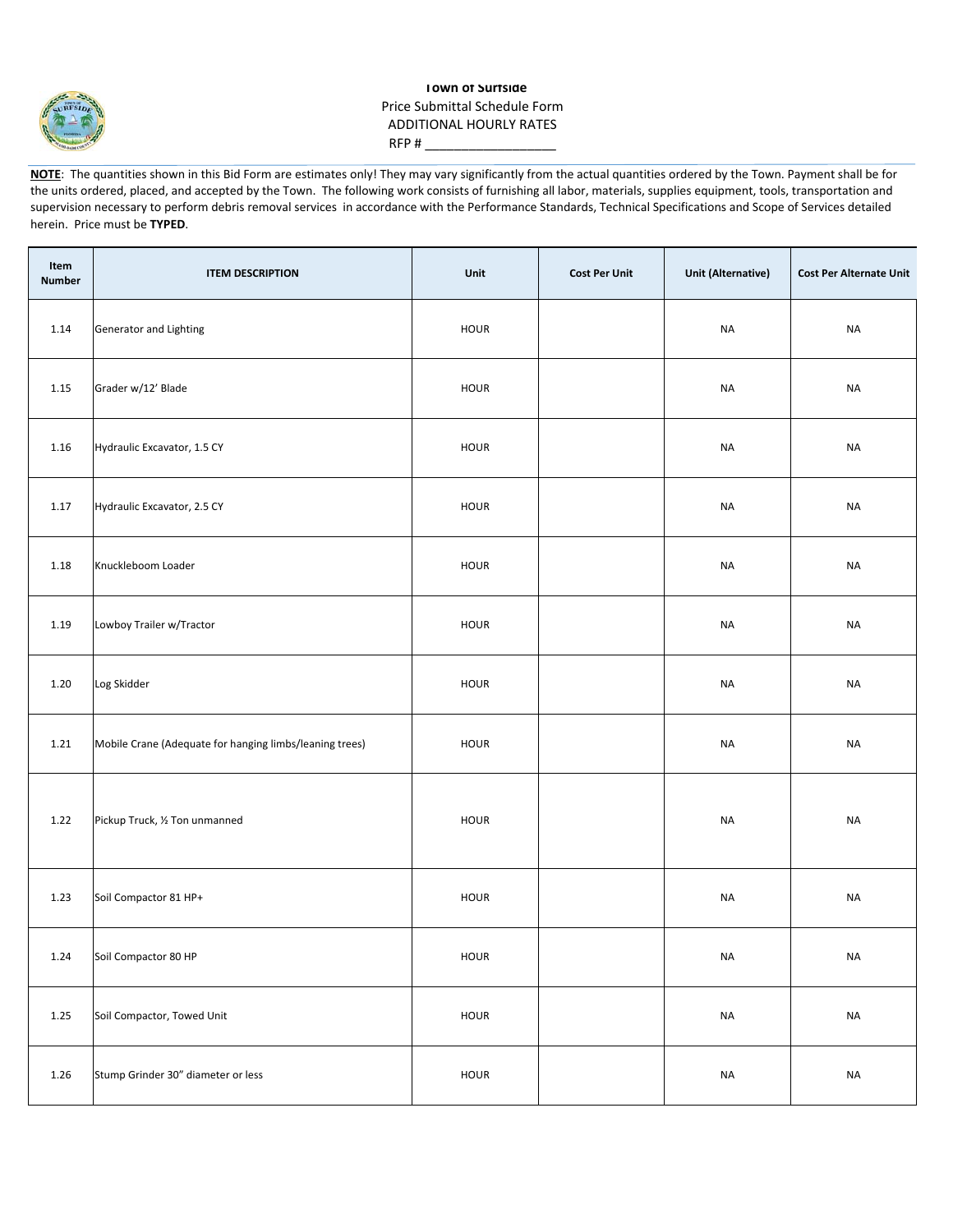**Town of Surfside**
Price Submittal Schedule Form
ADDITIONAL HOURLY RATES
RFP # ___________________

**NOTE**: The quantities shown in this Bid Form are estimates only! They may vary significantly from the actual quantities ordered by the Town. Payment shall be for the units ordered, placed, and accepted by the Town. The following work consists of furnishing all labor, materials, supplies equipment, tools, transportation and supervision necessary to perform debris removal services in accordance with the Performance Standards, Technical Specifications and Scope of Services detailed herein. Price must be **TYPED**.

| Item Number | ITEM DESCRIPTION | Unit | Cost Per Unit | Unit (Alternative) | Cost Per Alternate Unit |
|---|---|---|---|---|---|
| 1.14 | Generator and Lighting | HOUR | | NA | NA |
| 1.15 | Grader w/12' Blade | HOUR | | NA | NA |
| 1.16 | Hydraulic Excavator, 1.5 CY | HOUR | | NA | NA |
| 1.17 | Hydraulic Excavator, 2.5 CY | HOUR | | NA | NA |
| 1.18 | Knuckleboom Loader | HOUR | | NA | NA |
| 1.19 | Lowboy Trailer w/Tractor | HOUR | | NA | NA |
| 1.20 | Log Skidder | HOUR | | NA | NA |
| 1.21 | Mobile Crane (Adequate for hanging limbs/leaning trees) | HOUR | | NA | NA |
| 1.22 | Pickup Truck, ½ Ton unmanned | HOUR | | NA | NA |
| 1.23 | Soil Compactor 81 HP+ | HOUR | | NA | NA |
| 1.24 | Soil Compactor 80 HP | HOUR | | NA | NA |
| 1.25 | Soil Compactor, Towed Unit | HOUR | | NA | NA |
| 1.26 | Stump Grinder 30" diameter or less | HOUR | | NA | NA |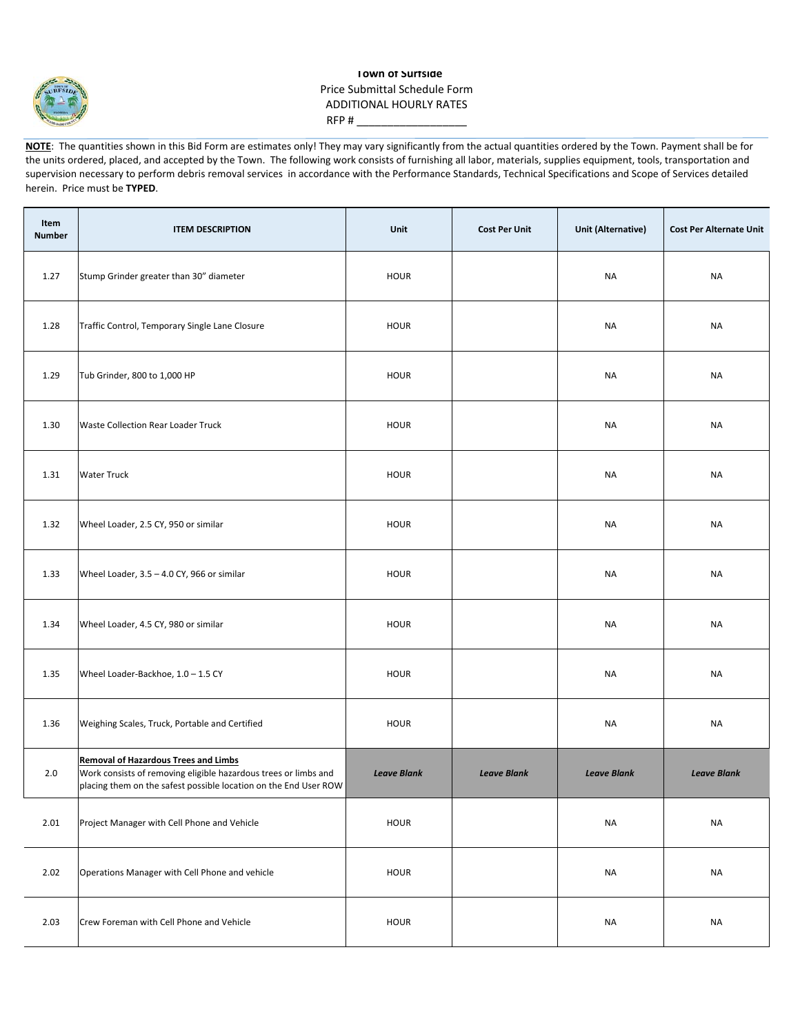# Town of Surfside

Price Submittal Schedule Form

ADDITIONAL HOURLY RATES

RFP # ___________________

**NOTE**: The quantities shown in this Bid Form are estimates only! They may vary significantly from the actual quantities ordered by the Town. Payment shall be for the units ordered, placed, and accepted by the Town. The following work consists of furnishing all labor, materials, supplies equipment, tools, transportation and supervision necessary to perform debris removal services in accordance with the Performance Standards, Technical Specifications and Scope of Services detailed herein. Price must be **TYPED**.

| Item Number | ITEM DESCRIPTION | Unit | Cost Per Unit | Unit (Alternative) | Cost Per Alternate Unit |
|---|---|---|---|---|---|
| 1.27 | Stump Grinder greater than 30" diameter | HOUR | | NA | NA |
| 1.28 | Traffic Control, Temporary Single Lane Closure | HOUR | | NA | NA |
| 1.29 | Tub Grinder, 800 to 1,000 HP | HOUR | | NA | NA |
| 1.30 | Waste Collection Rear Loader Truck | HOUR | | NA | NA |
| 1.31 | Water Truck | HOUR | | NA | NA |
| 1.32 | Wheel Loader, 2.5 CY, 950 or similar | HOUR | | NA | NA |
| 1.33 | Wheel Loader, 3.5 – 4.0 CY, 966 or similar | HOUR | | NA | NA |
| 1.34 | Wheel Loader, 4.5 CY, 980 or similar | HOUR | | NA | NA |
| 1.35 | Wheel Loader-Backhoe, 1.0 – 1.5 CY | HOUR | | NA | NA |
| 1.36 | Weighing Scales, Truck, Portable and Certified | HOUR | | NA | NA |
| 2.0 | **Removal of Hazardous Trees and Limbs** Work consists of removing eligible hazardous trees or limbs and placing them on the safest possible location on the End User ROW | ***Leave Blank*** | ***Leave Blank*** | ***Leave Blank*** | ***Leave Blank*** |
| 2.01 | Project Manager with Cell Phone and Vehicle | HOUR | | NA | NA |
| 2.02 | Operations Manager with Cell Phone and vehicle | HOUR | | NA | NA |
| 2.03 | Crew Foreman with Cell Phone and Vehicle | HOUR | | NA | NA |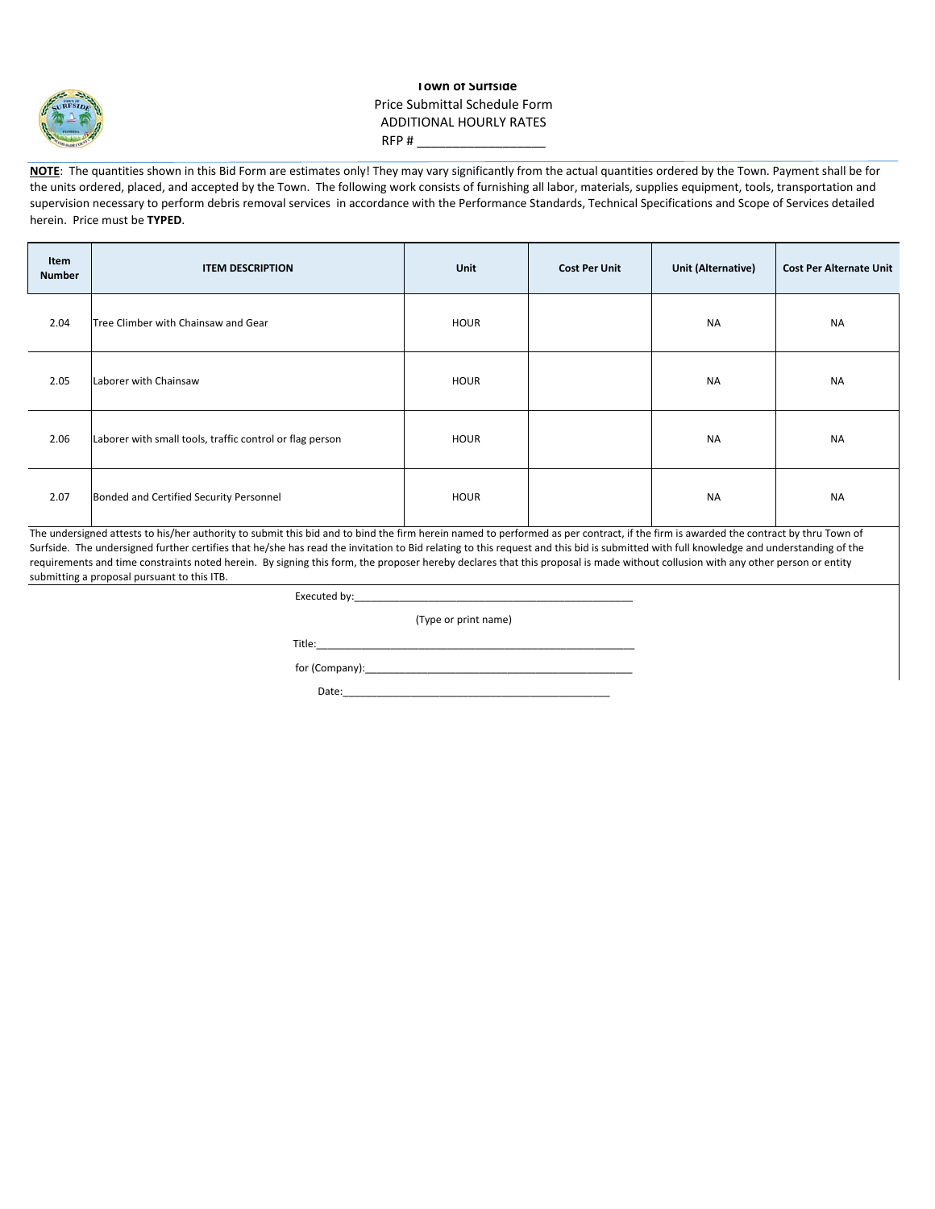**Town of Surfside**

Price Submittal Schedule Form

ADDITIONAL HOURLY RATES

RFP # ___________________

**NOTE**: The quantities shown in this Bid Form are estimates only! They may vary significantly from the actual quantities ordered by the Town. Payment shall be for the units ordered, placed, and accepted by the Town. The following work consists of furnishing all labor, materials, supplies equipment, tools, transportation and supervision necessary to perform debris removal services in accordance with the Performance Standards, Technical Specifications and Scope of Services detailed herein. Price must be **TYPED**.

| Item Number | ITEM DESCRIPTION | Unit | Cost Per Unit | Unit (Alternative) | Cost Per Alternate Unit |
|---|---|---|---|---|---|
| 2.04 | Tree Climber with Chainsaw and Gear | HOUR | | NA | NA |
| 2.05 | Laborer with Chainsaw | HOUR | | NA | NA |
| 2.06 | Laborer with small tools, traffic control or flag person | HOUR | | NA | NA |
| 2.07 | Bonded and Certified Security Personnel | HOUR | | NA | NA |

The undersigned attests to his/her authority to submit this bid and to bind the firm herein named to performed as per contract, if the firm is awarded the contract by thru Town of Surfside. The undersigned further certifies that he/she has read the invitation to Bid relating to this request and this bid is submitted with full knowledge and understanding of the requirements and time constraints noted herein. By signing this form, the proposer hereby declares that this proposal is made without collusion with any other person or entity submitting a proposal pursuant to this ITB.

Executed by:____________________________________________________

(Type or print name)

Title:__________________________________________________________

for (Company):__________________________________________________

Date:_________________________________________________